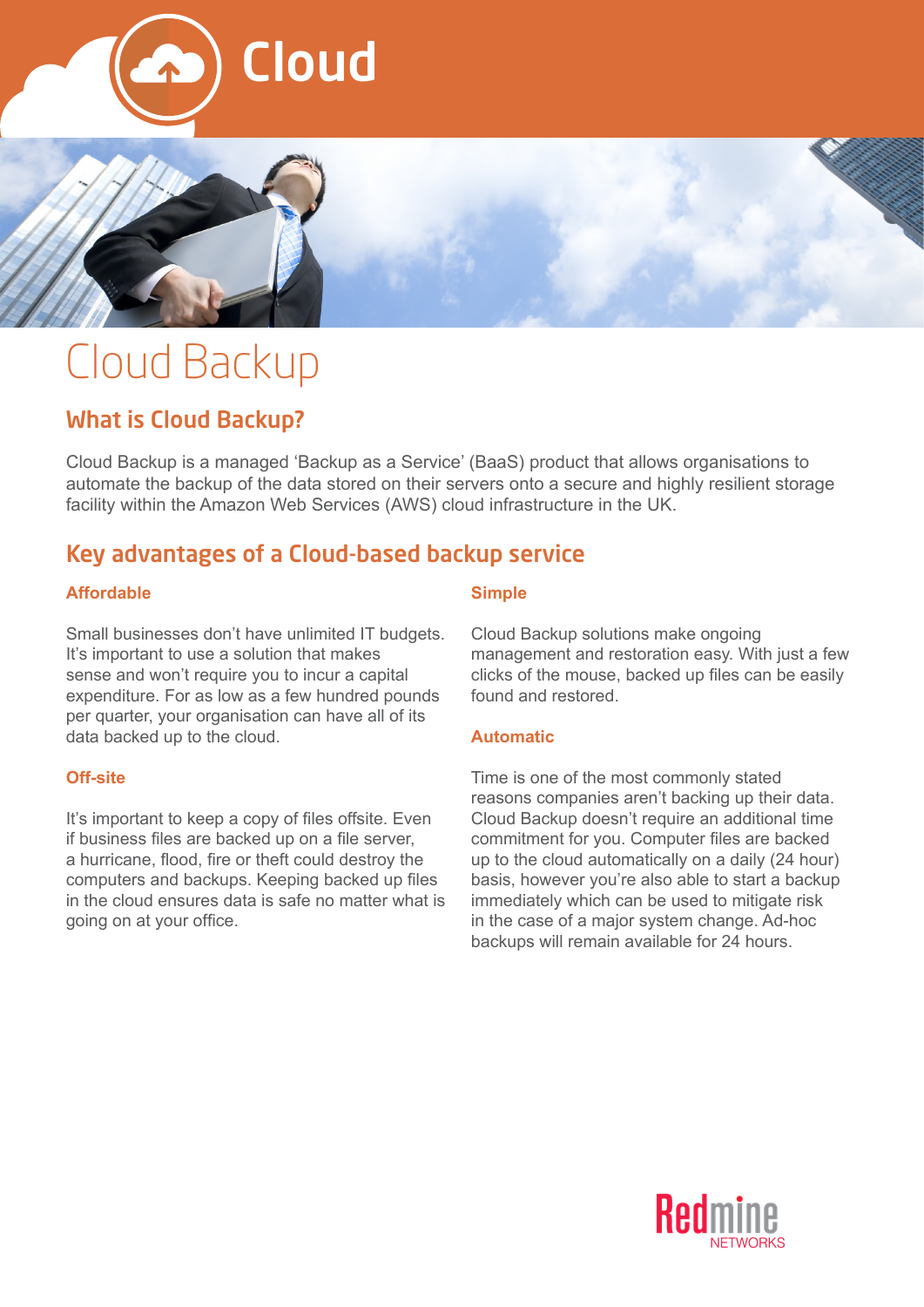# Cloud

# Cloud Backup

## What is Cloud Backup?

Cloud Backup is a managed 'Backup as a Service' (BaaS) product that allows organisations to automate the backup of the data stored on their servers onto a secure and highly resilient storage facility within the Amazon Web Services (AWS) cloud infrastructure in the UK.

## Key advantages of a Cloud-based backup service

### Affordable

Small businesses don't have unlimited IT budgets. It's important to use a solution that makes sense and won't require you to incur a capital expenditure. For as low as a few hundred pounds per quarter, your organisation can have all of its data backed up to the cloud.

### Off-site

It's important to keep a copy of files offsite. Even if business files are backed up on a file server, a hurricane, flood, fire or theft could destroy the computers and backups. Keeping backed up files in the cloud ensures data is safe no matter what is going on at your office.

### Simple

Cloud Backup solutions make ongoing management and restoration easy. With just a few clicks of the mouse, backed up files can be easily found and restored.

### Automatic

Time is one of the most commonly stated reasons companies aren't backing up their data. Cloud Backup doesn't require an additional time commitment for you. Computer files are backed up to the cloud automatically on a daily (24 hour) basis, however you're also able to start a backup immediately which can be used to mitigate risk in the case of a major system change. Ad-hoc backups will remain available for 24 hours.

Redmine NETWORKS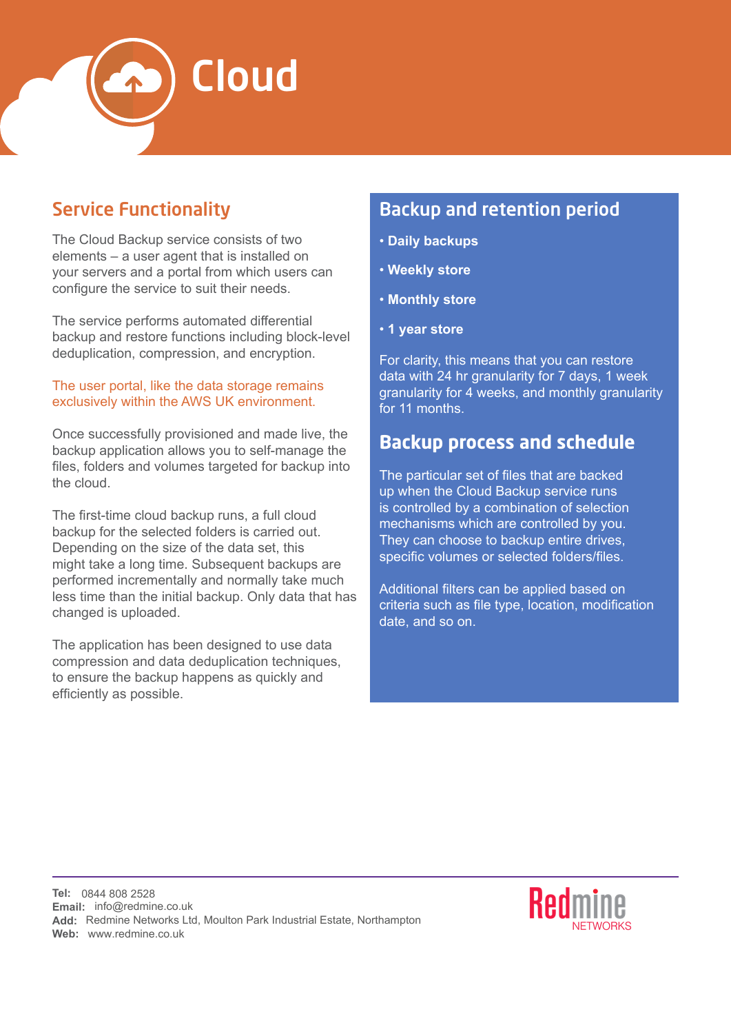# Cloud

## Service Functionality

The Cloud Backup service consists of two elements – a user agent that is installed on your servers and a portal from which users can configure the service to suit their needs.

The service performs automated differential backup and restore functions including block-level deduplication, compression, and encryption.

The user portal, like the data storage remains exclusively within the AWS UK environment.

Once successfully provisioned and made live, the backup application allows you to self-manage the files, folders and volumes targeted for backup into the cloud.

The first-time cloud backup runs, a full cloud backup for the selected folders is carried out. Depending on the size of the data set, this might take a long time. Subsequent backups are performed incrementally and normally take much less time than the initial backup. Only data that has changed is uploaded.

The application has been designed to use data compression and data deduplication techniques, to ensure the backup happens as quickly and efficiently as possible.

## Backup and retention period

- **Daily backups**
- **Weekly store**
- **Monthly store**
- **1 year store**

For clarity, this means that you can restore data with 24 hr granularity for 7 days, 1 week granularity for 4 weeks, and monthly granularity for 11 months.

## Backup process and schedule

The particular set of files that are backed up when the Cloud Backup service runs is controlled by a combination of selection mechanisms which are controlled by you. They can choose to backup entire drives, specific volumes or selected folders/files.

Additional filters can be applied based on criteria such as file type, location, modification date, and so on.

**Tel:** 0844 808 2528
**Email:** info@redmine.co.uk
**Add:** Redmine Networks Ltd, Moulton Park Industrial Estate, Northampton
**Web:** www.redmine.co.uk

Redmine NETWORKS